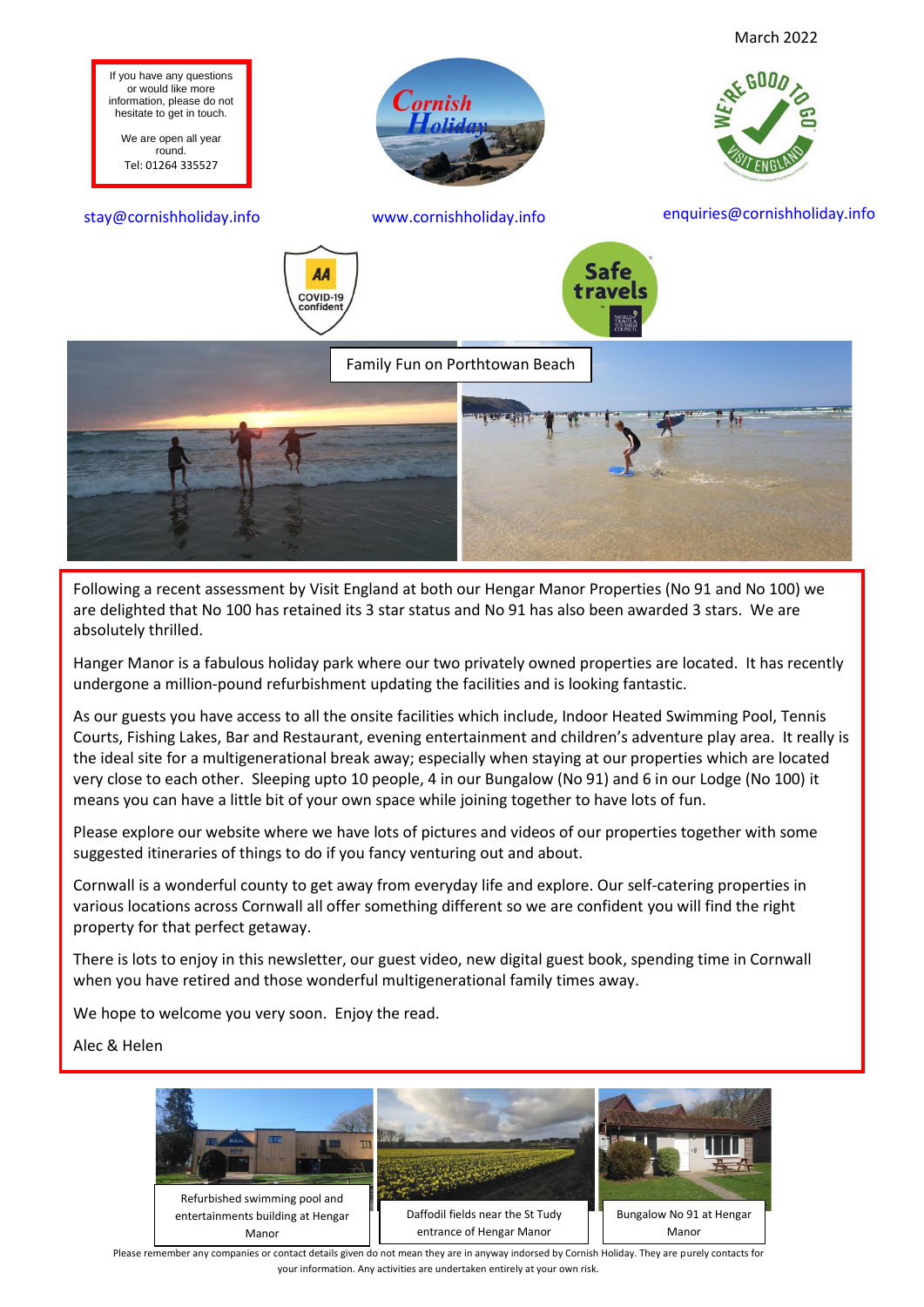March 2022

If you have any questions or would like more information, please do not hesitate to get in touch.

We are open all year round.
Tel: 01264 335527

stay@cornishholiday.info

www.cornishholiday.info

enquiries@cornishholiday.info

Family Fun on Porthtowan Beach

Following a recent assessment by Visit England at both our Hengar Manor Properties (No 91 and No 100) we are delighted that No 100 has retained its 3 star status and No 91 has also been awarded 3 stars. We are absolutely thrilled.

Hanger Manor is a fabulous holiday park where our two privately owned properties are located. It has recently undergone a million-pound refurbishment updating the facilities and is looking fantastic.

As our guests you have access to all the onsite facilities which include, Indoor Heated Swimming Pool, Tennis Courts, Fishing Lakes, Bar and Restaurant, evening entertainment and children's adventure play area. It really is the ideal site for a multigenerational break away; especially when staying at our properties which are located very close to each other. Sleeping upto 10 people, 4 in our Bungalow (No 91) and 6 in our Lodge (No 100) it means you can have a little bit of your own space while joining together to have lots of fun.

Please explore our website where we have lots of pictures and videos of our properties together with some suggested itineraries of things to do if you fancy venturing out and about.

Cornwall is a wonderful county to get away from everyday life and explore. Our self-catering properties in various locations across Cornwall all offer something different so we are confident you will find the right property for that perfect getaway.

There is lots to enjoy in this newsletter, our guest video, new digital guest book, spending time in Cornwall when you have retired and those wonderful multigenerational family times away.

We hope to welcome you very soon. Enjoy the read.

Alec & Helen

Refurbished swimming pool and entertainments building at Hengar Manor

Daffodil fields near the St Tudy entrance of Hengar Manor

Bungalow No 91 at Hengar Manor

Please remember any companies or contact details given do not mean they are in anyway indorsed by Cornish Holiday. They are purely contacts for your information. Any activities are undertaken entirely at your own risk.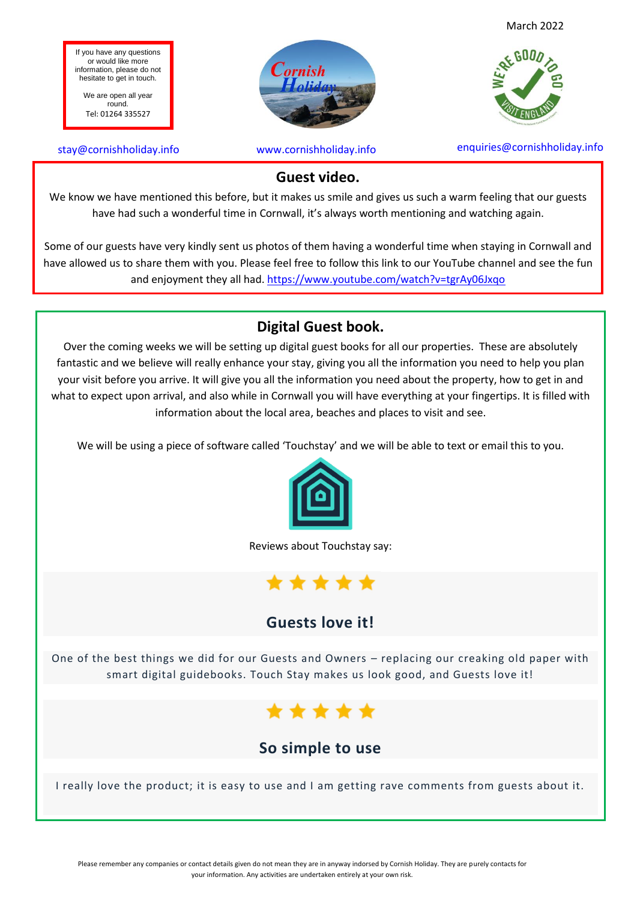March 2022

If you have any questions or would like more information, please do not hesitate to get in touch.

We are open all year round.
Tel: 01264 335527

stay@cornishholiday.info

www.cornishholiday.info

enquiries@cornishholiday.info

## Guest video.

We know we have mentioned this before, but it makes us smile and gives us such a warm feeling that our guests have had such a wonderful time in Cornwall, it's always worth mentioning and watching again.

Some of our guests have very kindly sent us photos of them having a wonderful time when staying in Cornwall and have allowed us to share them with you. Please feel free to follow this link to our YouTube channel and see the fun and enjoyment they all had. https://www.youtube.com/watch?v=tgrAy06Jxqo

## Digital Guest book.

Over the coming weeks we will be setting up digital guest books for all our properties. These are absolutely fantastic and we believe will really enhance your stay, giving you all the information you need to help you plan your visit before you arrive. It will give you all the information you need about the property, how to get in and what to expect upon arrival, and also while in Cornwall you will have everything at your fingertips. It is filled with information about the local area, beaches and places to visit and see.

We will be using a piece of software called 'Touchstay' and we will be able to text or email this to you.

Reviews about Touchstay say:

★★★★★

### Guests love it!

One of the best things we did for our Guests and Owners – replacing our creaking old paper with smart digital guidebooks. Touch Stay makes us look good, and Guests love it!

★★★★★

### So simple to use

I really love the product; it is easy to use and I am getting rave comments from guests about it.

Please remember any companies or contact details given do not mean they are in anyway indorsed by Cornish Holiday. They are purely contacts for your information. Any activities are undertaken entirely at your own risk.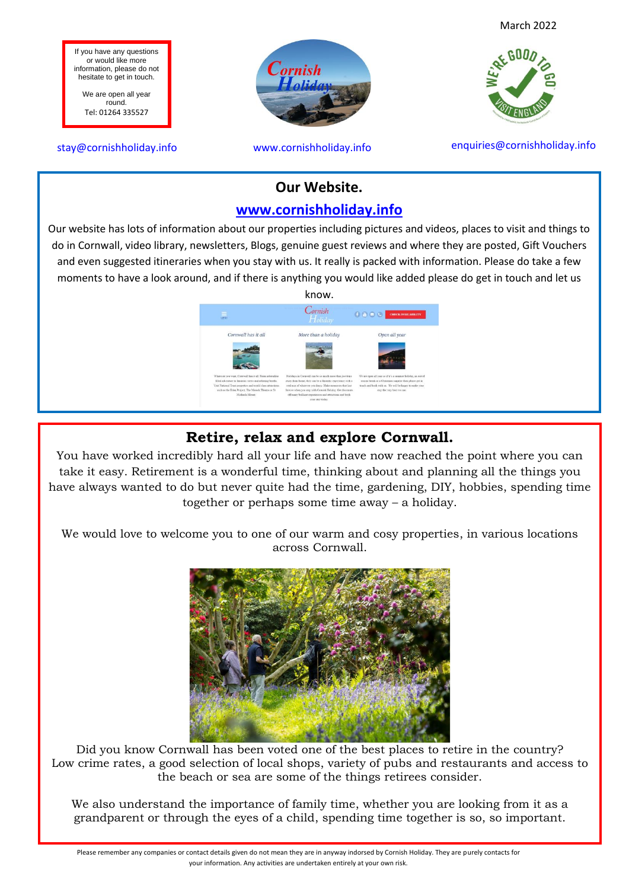March 2022

If you have any questions or would like more information, please do not hesitate to get in touch.

We are open all year round.
Tel: 01264 335527

stay@cornishholiday.info

www.cornishholiday.info

enquiries@cornishholiday.info

## Our Website.

**www.cornishholiday.info**

Our website has lots of information about our properties including pictures and videos, places to visit and things to do in Cornwall, video library, newsletters, Blogs, genuine guest reviews and where they are posted, Gift Vouchers and even suggested itineraries when you stay with us. It really is packed with information. Please do take a few moments to have a look around, and if there is anything you would like added please do get in touch and let us know.

## Retire, relax and explore Cornwall.

You have worked incredibly hard all your life and have now reached the point where you can take it easy. Retirement is a wonderful time, thinking about and planning all the things you have always wanted to do but never quite had the time, gardening, DIY, hobbies, spending time together or perhaps some time away – a holiday.

We would love to welcome you to one of our warm and cosy properties, in various locations across Cornwall.

Did you know Cornwall has been voted one of the best places to retire in the country? Low crime rates, a good selection of local shops, variety of pubs and restaurants and access to the beach or sea are some of the things retirees consider.

We also understand the importance of family time, whether you are looking from it as a grandparent or through the eyes of a child, spending time together is so, so important.

Please remember any companies or contact details given do not mean they are in anyway indorsed by Cornish Holiday. They are purely contacts for your information. Any activities are undertaken entirely at your own risk.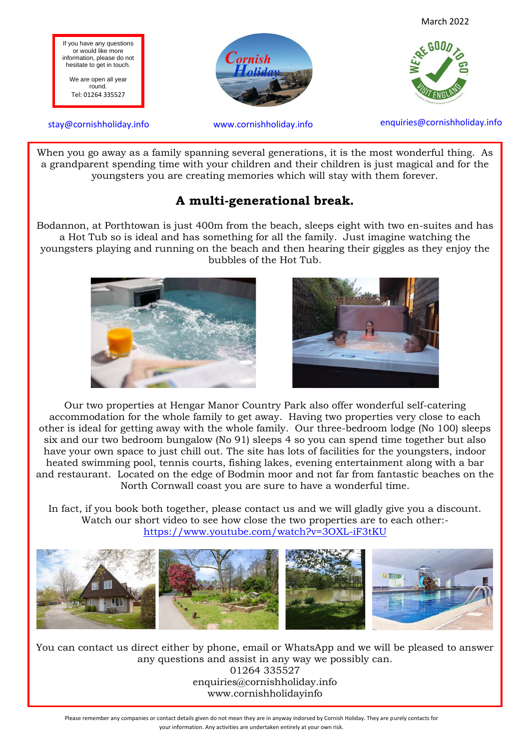March 2022

If you have any questions or would like more information, please do not hesitate to get in touch.

We are open all year round.
Tel: 01264 335527

stay@cornishholiday.info

www.cornishholiday.info

enquiries@cornishholiday.info

When you go away as a family spanning several generations, it is the most wonderful thing. As a grandparent spending time with your children and their children is just magical and for the youngsters you are creating memories which will stay with them forever.

## A multi-generational break.

Bodannon, at Porthtowan is just 400m from the beach, sleeps eight with two en-suites and has a Hot Tub so is ideal and has something for all the family. Just imagine watching the youngsters playing and running on the beach and then hearing their giggles as they enjoy the bubbles of the Hot Tub.

Our two properties at Hengar Manor Country Park also offer wonderful self-catering accommodation for the whole family to get away. Having two properties very close to each other is ideal for getting away with the whole family. Our three-bedroom lodge (No 100) sleeps six and our two bedroom bungalow (No 91) sleeps 4 so you can spend time together but also have your own space to just chill out. The site has lots of facilities for the youngsters, indoor heated swimming pool, tennis courts, fishing lakes, evening entertainment along with a bar and restaurant. Located on the edge of Bodmin moor and not far from fantastic beaches on the North Cornwall coast you are sure to have a wonderful time.

In fact, if you book both together, please contact us and we will gladly give you a discount. Watch our short video to see how close the two properties are to each other:-
https://www.youtube.com/watch?v=3OXL-iF3tKU

You can contact us direct either by phone, email or WhatsApp and we will be pleased to answer any questions and assist in any way we possibly can.
01264 335527
enquiries@cornishholiday.info
www.cornishholidayinfo

Please remember any companies or contact details given do not mean they are in anyway indorsed by Cornish Holiday. They are purely contacts for your information. Any activities are undertaken entirely at your own risk.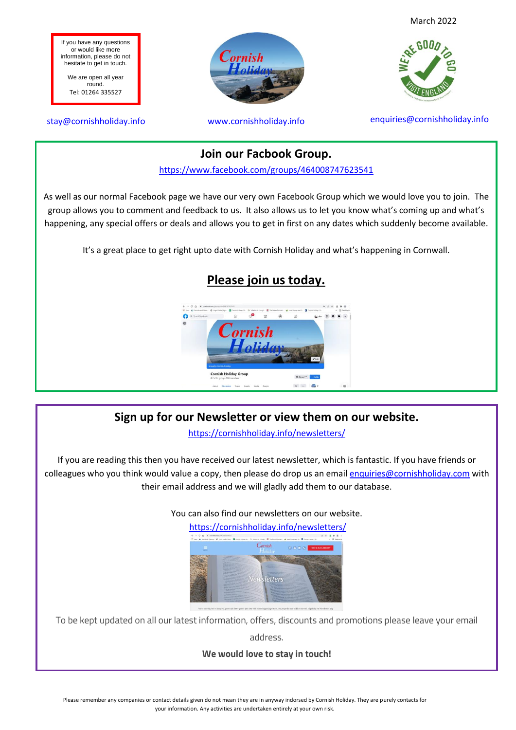March 2022

If you have any questions or would like more information, please do not hesitate to get in touch.

We are open all year round.
Tel: 01264 335527

stay@cornishholiday.info

www.cornishholiday.info

enquiries@cornishholiday.info

## Join our Facbook Group.

https://www.facebook.com/groups/464008747623541

As well as our normal Facebook page we have our very own Facebook Group which we would love you to join. The group allows you to comment and feedback to us. It also allows us to let you know what's coming up and what's happening, any special offers or deals and allows you to get in first on any dates which suddenly become available.

It's a great place to get right upto date with Cornish Holiday and what's happening in Cornwall.

**Please join us today.**

## Sign up for our Newsletter or view them on our website.

https://cornishholiday.info/newsletters/

If you are reading this then you have received our latest newsletter, which is fantastic. If you have friends or colleagues who you think would value a copy, then please do drop us an email enquiries@cornishholiday.com with their email address and we will gladly add them to our database.

You can also find our newsletters on our website.
https://cornishholiday.info/newsletters/

To be kept updated on all our latest information, offers, discounts and promotions please leave your email address.

**We would love to stay in touch!**

Please remember any companies or contact details given do not mean they are in anyway indorsed by Cornish Holiday. They are purely contacts for your information. Any activities are undertaken entirely at your own risk.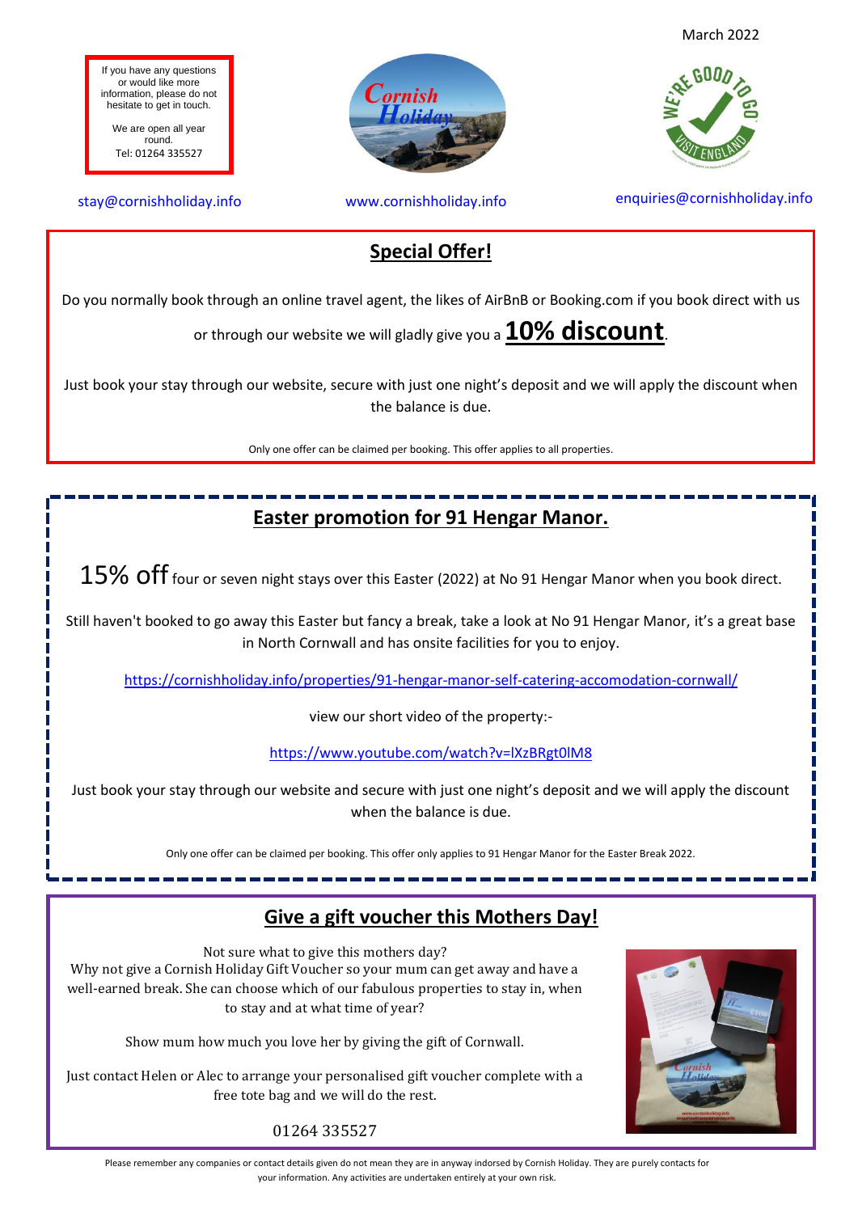March 2022

If you have any questions or would like more information, please do not hesitate to get in touch.

We are open all year round.
Tel: 01264 335527

stay@cornishholiday.info

www.cornishholiday.info

enquiries@cornishholiday.info

## Special Offer!

Do you normally book through an online travel agent, the likes of AirBnB or Booking.com if you book direct with us or through our website we will gladly give you a **10% discount**.

Just book your stay through our website, secure with just one night's deposit and we will apply the discount when the balance is due.

Only one offer can be claimed per booking. This offer applies to all properties.

## Easter promotion for 91 Hengar Manor.

15% off four or seven night stays over this Easter (2022) at No 91 Hengar Manor when you book direct.

Still haven't booked to go away this Easter but fancy a break, take a look at No 91 Hengar Manor, it's a great base in North Cornwall and has onsite facilities for you to enjoy.

https://cornishholiday.info/properties/91-hengar-manor-self-catering-accomodation-cornwall/

view our short video of the property:-

https://www.youtube.com/watch?v=lXzBRgt0lM8

Just book your stay through our website and secure with just one night's deposit and we will apply the discount when the balance is due.

Only one offer can be claimed per booking. This offer only applies to 91 Hengar Manor for the Easter Break 2022.

## Give a gift voucher this Mothers Day!

Not sure what to give this mothers day?
Why not give a Cornish Holiday Gift Voucher so your mum can get away and have a well-earned break. She can choose which of our fabulous properties to stay in, when to stay and at what time of year?

Show mum how much you love her by giving the gift of Cornwall.

Just contact Helen or Alec to arrange your personalised gift voucher complete with a free tote bag and we will do the rest.

01264 335527

Please remember any companies or contact details given do not mean they are in anyway indorsed by Cornish Holiday. They are purely contacts for your information. Any activities are undertaken entirely at your own risk.